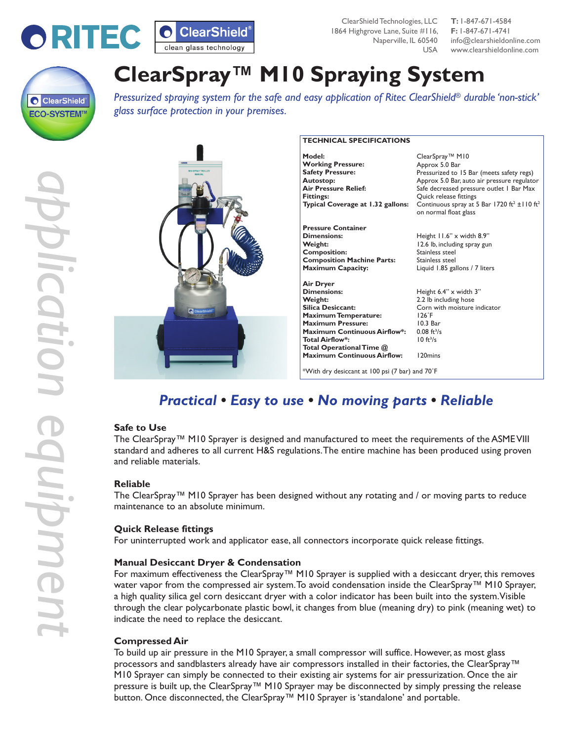RITEC | ClearShield® clean glass technology

ClearShield Technologies, LLC
1864 Highgrove Lane, Suite #116,
Naperville, IL 60540
USA

**T:** 1-847-671-4584
**F:** 1-847-671-4741
info@clearshieldonline.com
www.clearshieldonline.com

ClearShield® ECO-SYSTEM™

# ClearSpray™ M10 Spraying System

*Pressurized spraying system for the safe and easy application of Ritec ClearShield® durable 'non-stick' glass surface protection in your premises.*

*application equipment*

| TECHNICAL SPECIFICATIONS | |
|---|---|
| **Model:** | ClearSpray™ M10 |
| **Working Pressure:** | Approx 5.0 Bar |
| **Safety Pressure:** | Pressurized to 15 Bar (meets safety regs) |
| **Autostop:** | Approx 5.0 Bar, auto air pressure regulator |
| **Air Pressure Relief:** | Safe decreased pressure outlet 1 Bar Max |
| **Fittings:** | Quick release fittings |
| **Typical Coverage at 1.32 gallons:** | Continuous spray at 5 Bar 1720 ft² ±110 ft² on normal float glass |
| **Pressure Container** | |
| **Dimensions:** | Height 11.6" x width 8.9" |
| **Weight:** | 12.6 lb, including spray gun |
| **Composition:** | Stainless steel |
| **Composition Machine Parts:** | Stainless steel |
| **Maximum Capacity:** | Liquid 1.85 gallons / 7 liters |
| **Air Dryer** | |
| **Dimensions:** | Height 6.4" x width 3" |
| **Weight:** | 2.2 lb including hose |
| **Silica Desiccant:** | Corn with moisture indicator |
| **Maximum Temperature:** | 126˚F |
| **Maximum Pressure:** | 10.3 Bar |
| **Maximum Continuous Airflow*:** | 0.08 ft³/s |
| **Total Airflow*:** | 10 ft³/s |
| **Total Operational Time @ Maximum Continuous Airflow:** | 120mins |

*With dry desiccant at 100 psi (7 bar) and 70˚F

## *Practical • Easy to use • No moving parts • Reliable*

### Safe to Use

The ClearSpray™ M10 Sprayer is designed and manufactured to meet the requirements of the ASME VIII standard and adheres to all current H&S regulations. The entire machine has been produced using proven and reliable materials.

### Reliable

The ClearSpray™ M10 Sprayer has been designed without any rotating and / or moving parts to reduce maintenance to an absolute minimum.

### Quick Release fittings

For uninterrupted work and applicator ease, all connectors incorporate quick release fittings.

### Manual Desiccant Dryer & Condensation

For maximum effectiveness the ClearSpray™ M10 Sprayer is supplied with a desiccant dryer, this removes water vapor from the compressed air system. To avoid condensation inside the ClearSpray™ M10 Sprayer, a high quality silica gel corn desiccant dryer with a color indicator has been built into the system. Visible through the clear polycarbonate plastic bowl, it changes from blue (meaning dry) to pink (meaning wet) to indicate the need to replace the desiccant.

### Compressed Air

To build up air pressure in the M10 Sprayer, a small compressor will suffice. However, as most glass processors and sandblasters already have air compressors installed in their factories, the ClearSpray™ M10 Sprayer can simply be connected to their existing air systems for air pressurization. Once the air pressure is built up, the ClearSpray™ M10 Sprayer may be disconnected by simply pressing the release button. Once disconnected, the ClearSpray™ M10 Sprayer is 'standalone' and portable.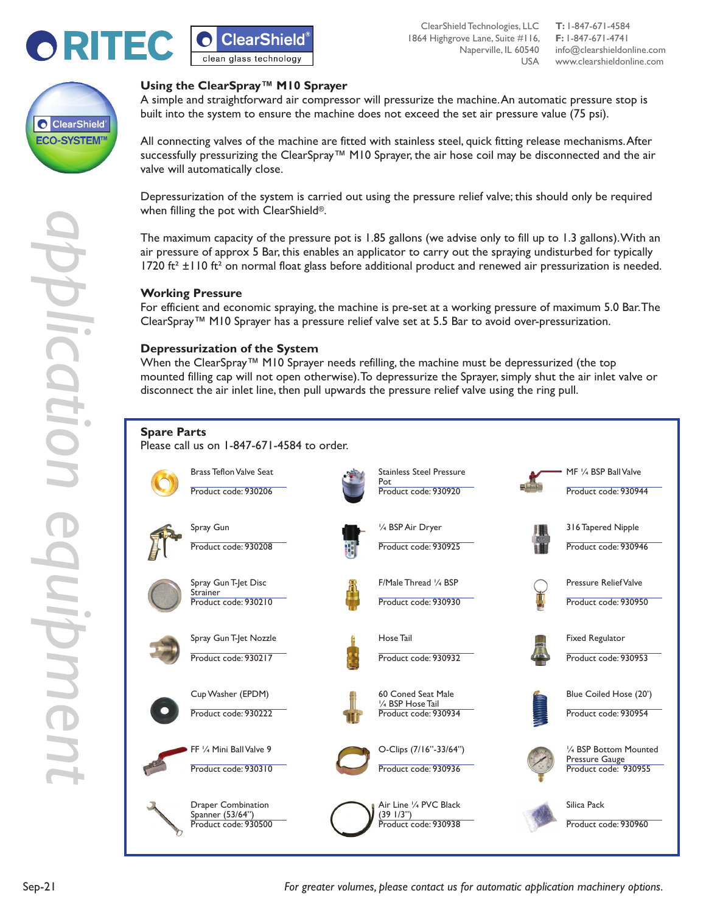**Using the ClearSpray™ M10 Sprayer**

A simple and straightforward air compressor will pressurize the machine. An automatic pressure stop is built into the system to ensure the machine does not exceed the set air pressure value (75 psi).

All connecting valves of the machine are fitted with stainless steel, quick fitting release mechanisms. After successfully pressurizing the ClearSpray™ M10 Sprayer, the air hose coil may be disconnected and the air valve will automatically close.

Depressurization of the system is carried out using the pressure relief valve; this should only be required when filling the pot with ClearShield®.

The maximum capacity of the pressure pot is 1.85 gallons (we advise only to fill up to 1.3 gallons). With an air pressure of approx 5 Bar, this enables an applicator to carry out the spraying undisturbed for typically 1720 ft² ±110 ft² on normal float glass before additional product and renewed air pressurization is needed.

**Working Pressure**

For efficient and economic spraying, the machine is pre-set at a working pressure of maximum 5.0 Bar. The ClearSpray™ M10 Sprayer has a pressure relief valve set at 5.5 Bar to avoid over-pressurization.

**Depressurization of the System**

When the ClearSpray™ M10 Sprayer needs refilling, the machine must be depressurized (the top mounted filling cap will not open otherwise). To depressurize the Sprayer, simply shut the air inlet valve or disconnect the air inlet line, then pull upwards the pressure relief valve using the ring pull.

**Spare Parts**

Please call us on 1-847-671-4584 to order.

| Part | Product code |
|---|---|
| Brass Teflon Valve Seat | 930206 |
| Spray Gun | 930208 |
| Spray Gun T-Jet Disc Strainer | 930210 |
| Spray Gun T-Jet Nozzle | 930217 |
| Cup Washer (EPDM) | 930222 |
| FF ¼ Mini Ball Valve 9 | 930310 |
| Draper Combination Spanner (53/64") | 930500 |
| Stainless Steel Pressure Pot | 930920 |
| ¼ BSP Air Dryer | 930925 |
| F/Male Thread ¼ BSP | 930930 |
| Hose Tail | 930932 |
| 60 Coned Seat Male ¼ BSP Hose Tail | 930934 |
| O-Clips (7/16"-33/64") | 930936 |
| Air Line ¼ PVC Black (39 1/3") | 930938 |
| MF ¼ BSP Ball Valve | 930944 |
| 316 Tapered Nipple | 930946 |
| Pressure Relief Valve | 930950 |
| Fixed Regulator | 930953 |
| Blue Coiled Hose (20') | 930954 |
| ¼ BSP Bottom Mounted Pressure Gauge | 930955 |
| Silica Pack | 930960 |

Sep-21

*For greater volumes, please contact us for automatic application machinery options.*